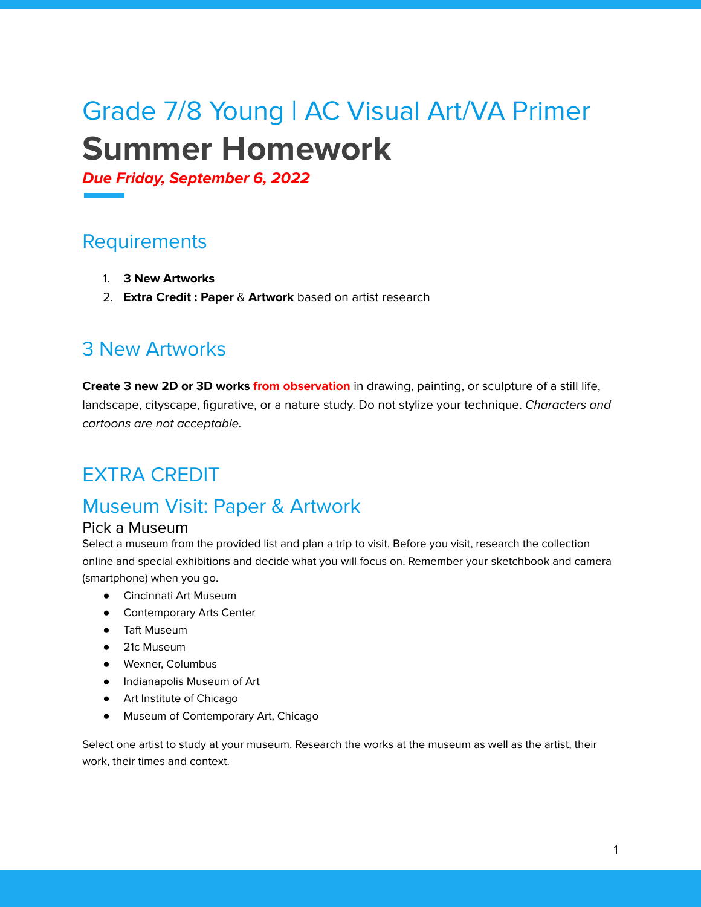# Grade 7/8 Young | AC Visual Art/VA Primer

# Summer Homework

***Due Friday, September 6, 2022***

## Requirements

1. **3 New Artworks**
2. **Extra Credit : Paper** & **Artwork** based on artist research

## 3 New Artworks

**Create 3 new 2D or 3D works from observation** in drawing, painting, or sculpture of a still life, landscape, cityscape, figurative, or a nature study. Do not stylize your technique. *Characters and cartoons are not acceptable.*

## EXTRA CREDIT

## Museum Visit: Paper & Artwork

### Pick a Museum

Select a museum from the provided list and plan a trip to visit. Before you visit, research the collection online and special exhibitions and decide what you will focus on. Remember your sketchbook and camera (smartphone) when you go.

- Cincinnati Art Museum
- Contemporary Arts Center
- Taft Museum
- 21c Museum
- Wexner, Columbus
- Indianapolis Museum of Art
- Art Institute of Chicago
- Museum of Contemporary Art, Chicago

Select one artist to study at your museum. Research the works at the museum as well as the artist, their work, their times and context.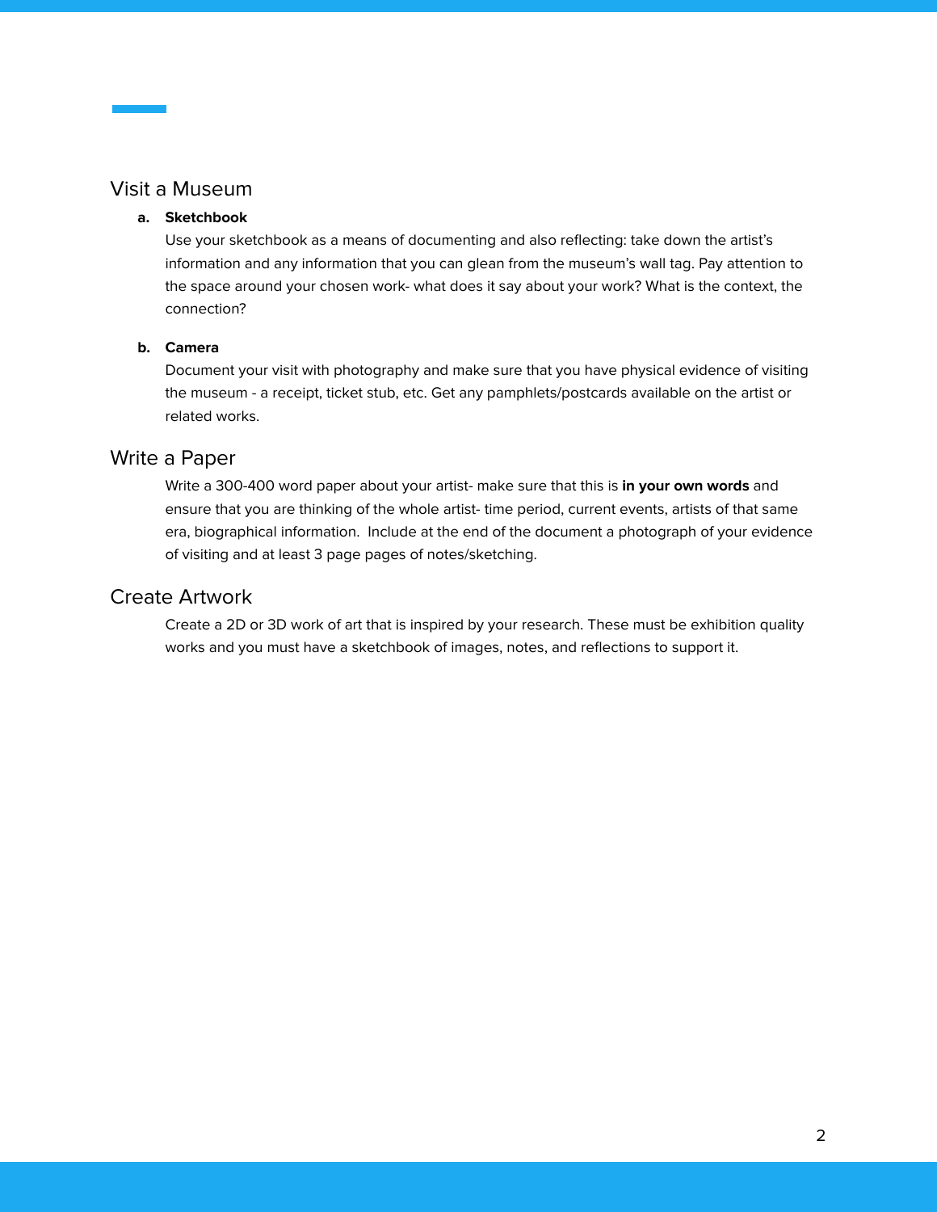## Visit a Museum

a. **Sketchbook**

   Use your sketchbook as a means of documenting and also reflecting: take down the artist's information and any information that you can glean from the museum's wall tag. Pay attention to the space around your chosen work- what does it say about your work? What is the context, the connection?

b. **Camera**

   Document your visit with photography and make sure that you have physical evidence of visiting the museum - a receipt, ticket stub, etc. Get any pamphlets/postcards available on the artist or related works.

## Write a Paper

Write a 300-400 word paper about your artist- make sure that this is **in your own words** and ensure that you are thinking of the whole artist- time period, current events, artists of that same era, biographical information.  Include at the end of the document a photograph of your evidence of visiting and at least 3 page pages of notes/sketching.

## Create Artwork

Create a 2D or 3D work of art that is inspired by your research. These must be exhibition quality works and you must have a sketchbook of images, notes, and reflections to support it.